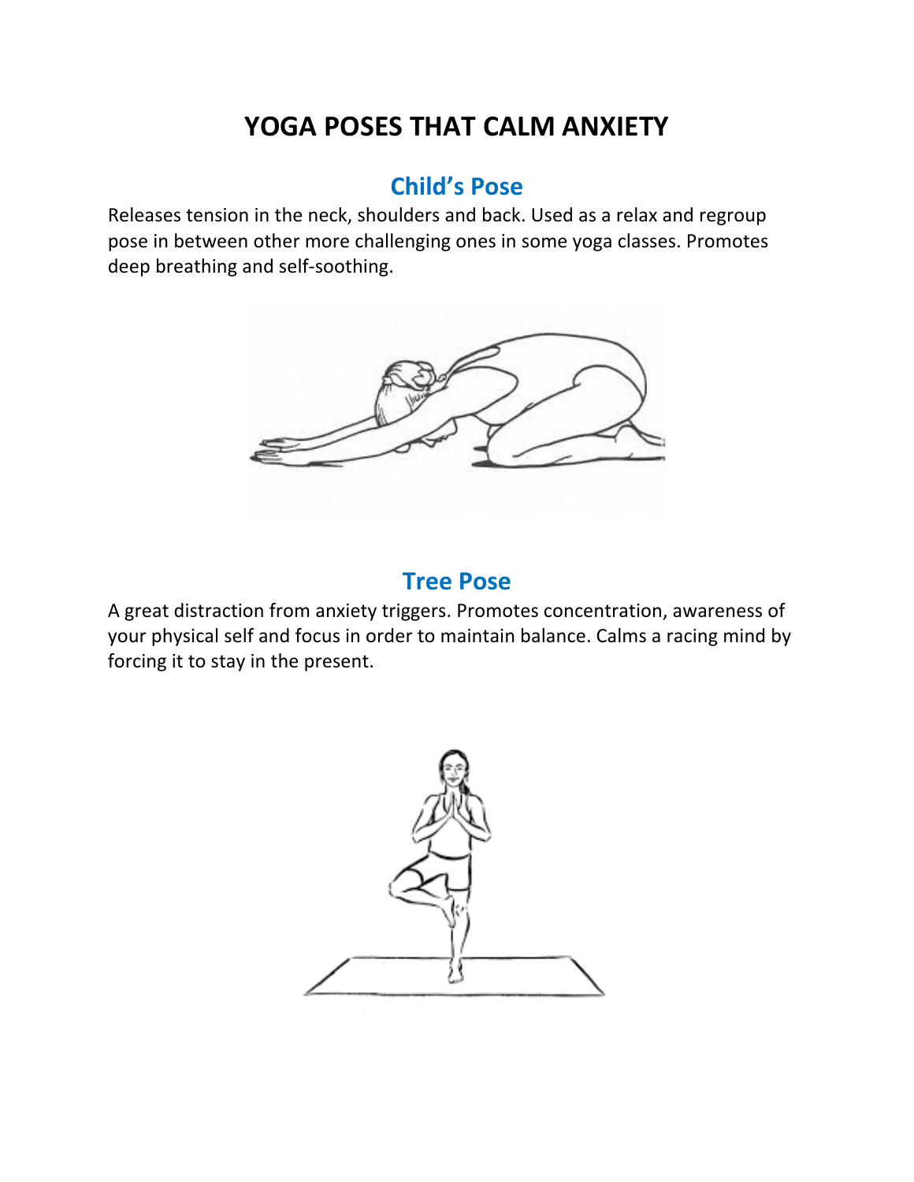# YOGA POSES THAT CALM ANXIETY

## Child's Pose

Releases tension in the neck, shoulders and back. Used as a relax and regroup pose in between other more challenging ones in some yoga classes. Promotes deep breathing and self-soothing.

## Tree Pose

A great distraction from anxiety triggers. Promotes concentration, awareness of your physical self and focus in order to maintain balance. Calms a racing mind by forcing it to stay in the present.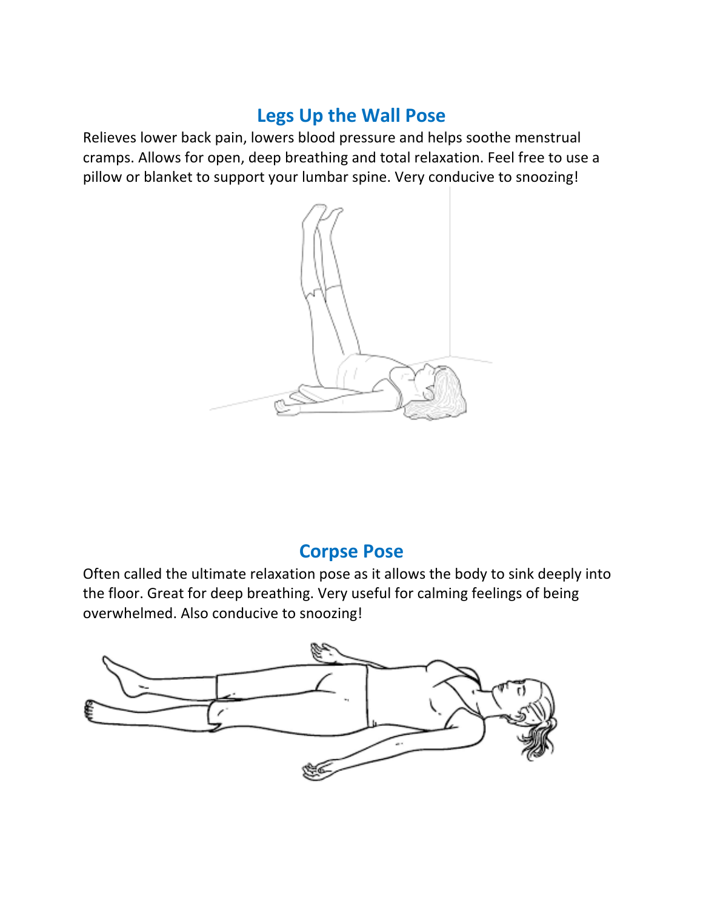## Legs Up the Wall Pose

Relieves lower back pain, lowers blood pressure and helps soothe menstrual cramps. Allows for open, deep breathing and total relaxation. Feel free to use a pillow or blanket to support your lumbar spine. Very conducive to snoozing!

## Corpse Pose

Often called the ultimate relaxation pose as it allows the body to sink deeply into the floor. Great for deep breathing. Very useful for calming feelings of being overwhelmed. Also conducive to snoozing!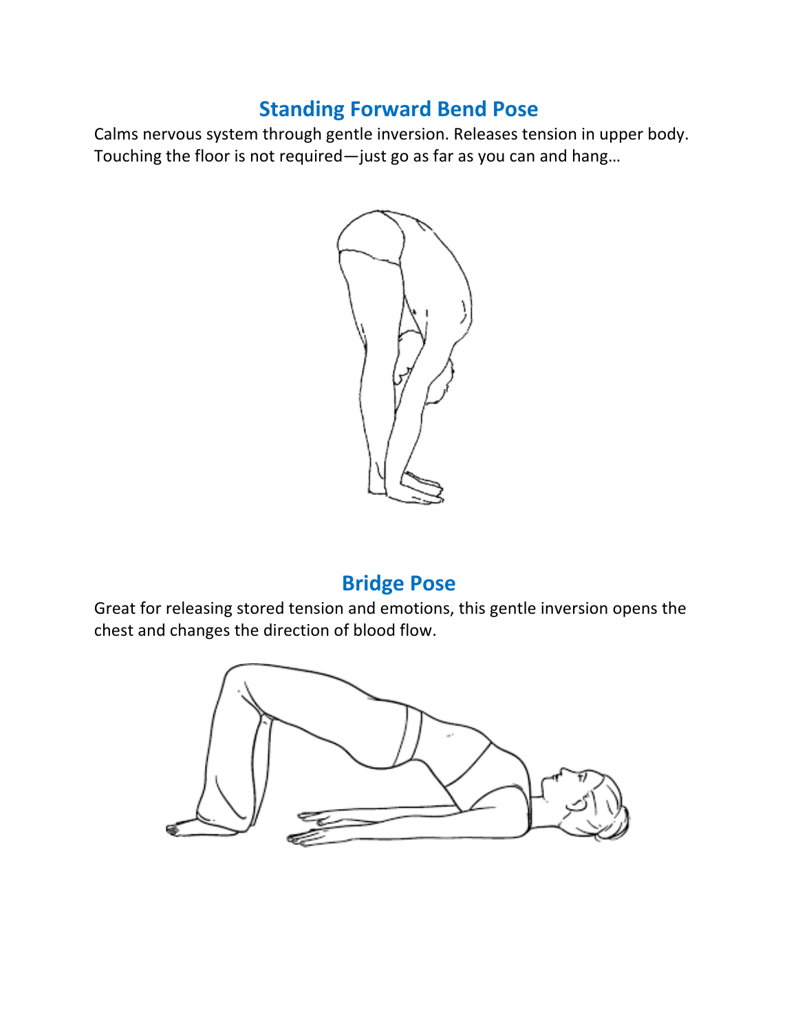## Standing Forward Bend Pose

Calms nervous system through gentle inversion. Releases tension in upper body. Touching the floor is not required—just go as far as you can and hang…

## Bridge Pose

Great for releasing stored tension and emotions, this gentle inversion opens the chest and changes the direction of blood flow.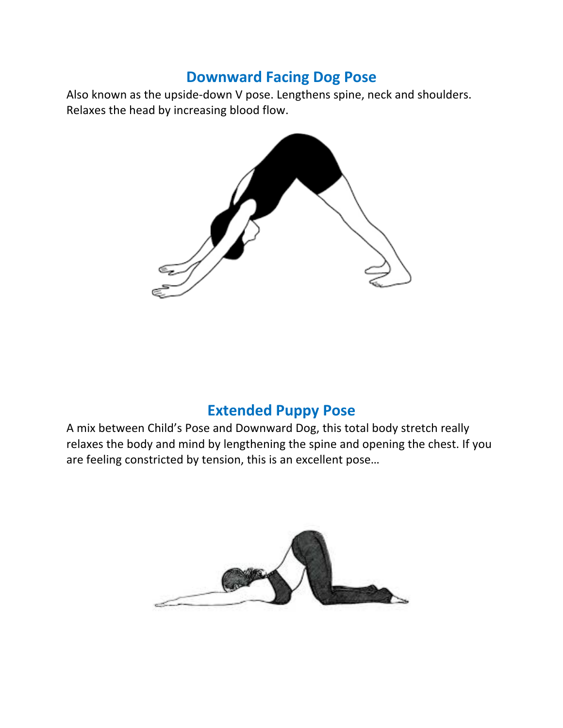## Downward Facing Dog Pose

Also known as the upside-down V pose. Lengthens spine, neck and shoulders. Relaxes the head by increasing blood flow.

## Extended Puppy Pose

A mix between Child's Pose and Downward Dog, this total body stretch really relaxes the body and mind by lengthening the spine and opening the chest. If you are feeling constricted by tension, this is an excellent pose…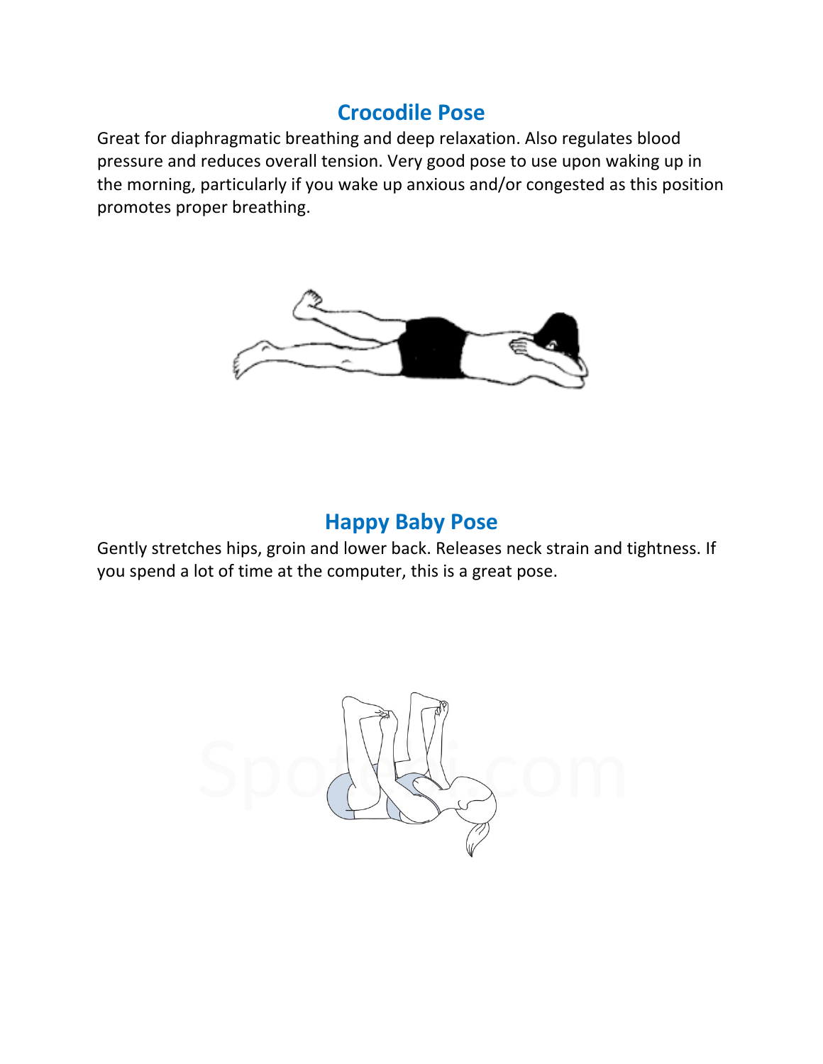## Crocodile Pose

Great for diaphragmatic breathing and deep relaxation. Also regulates blood pressure and reduces overall tension. Very good pose to use upon waking up in the morning, particularly if you wake up anxious and/or congested as this position promotes proper breathing.

## Happy Baby Pose

Gently stretches hips, groin and lower back. Releases neck strain and tightness. If you spend a lot of time at the computer, this is a great pose.